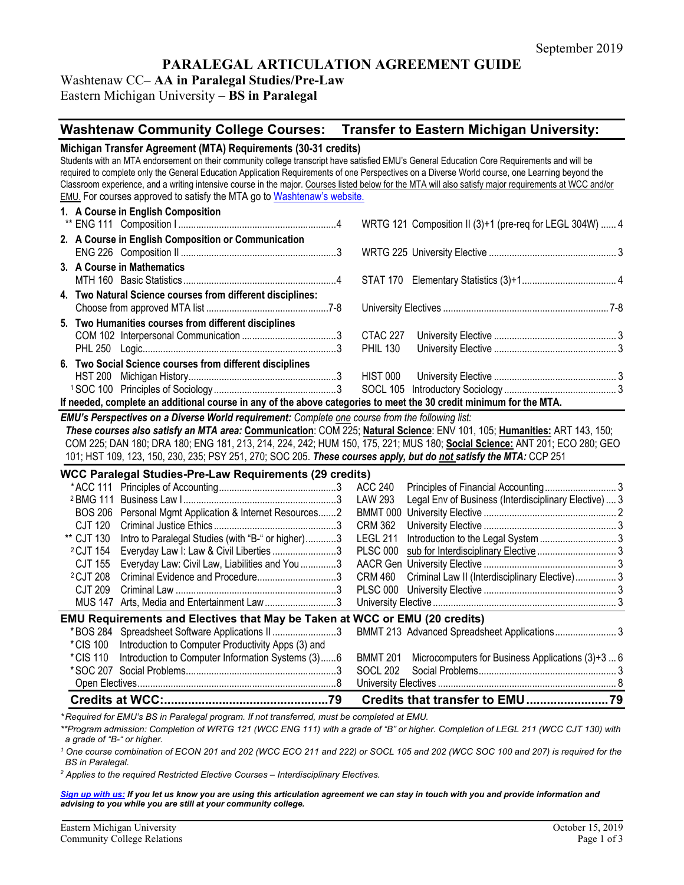September 2019

# PARALEGAL ARTICULATION AGREEMENT GUIDE

Washtenaw CC– **AA in Paralegal Studies/Pre-Law**
Eastern Michigan University – **BS in Paralegal**

## Washtenaw Community College Courses: Transfer to Eastern Michigan University:

### Michigan Transfer Agreement (MTA) Requirements (30-31 credits)

Students with an MTA endorsement on their community college transcript have satisfied EMU's General Education Core Requirements and will be required to complete only the General Education Application Requirements of one Perspectives on a Diverse World course, one Learning beyond the Classroom experience, and a writing intensive course in the major. Courses listed below for the MTA will also satisfy major requirements at WCC and/or EMU. For courses approved to satisfy the MTA go to Washtenaw's website.

| Washtenaw Community College Courses | Credits | Transfer to Eastern Michigan University | Credits |
|---|---|---|---|
| **1. A Course in English Composition** | | | |
| ** ENG 111 Composition I | 4 | WRTG 121 Composition II (3)+1 (pre-req for LEGL 304W) | 4 |
| **2. A Course in English Composition or Communication** | | | |
| ENG 226 Composition II | 3 | WRTG 225 University Elective | 3 |
| **3. A Course in Mathematics** | | | |
| MTH 160 Basic Statistics | 4 | STAT 170 Elementary Statistics (3)+1 | 4 |
| **4. Two Natural Science courses from different disciplines:** | | | |
| Choose from approved MTA list | 7-8 | University Electives | 7-8 |
| **5. Two Humanities courses from different disciplines** | | | |
| COM 102 Interpersonal Communication | 3 | CTAC 227 University Elective | 3 |
| PHL 250 Logic | 3 | PHIL 130 University Elective | 3 |
| **6. Two Social Science courses from different disciplines** | | | |
| HST 200 Michigan History | 3 | HIST 000 University Elective | 3 |
| [1] SOC 100 Principles of Sociology | 3 | SOCL 105 Introductory Sociology | 3 |

**If needed, complete an additional course in any of the above categories to meet the 30 credit minimum for the MTA.**

***EMU's Perspectives on a Diverse World requirement:*** *Complete one course from the following list:*
***These courses also satisfy an MTA area:*** **Communication**: COM 225; **Natural Science**: ENV 101, 105; **Humanities:** ART 143, 150; COM 225; DAN 180; DRA 180; ENG 181, 213, 214, 224, 242; HUM 150, 175, 221; MUS 180; **Social Science:** ANT 201; ECO 280; GEO 101; HST 109, 123, 150, 230, 235; PSY 251, 270; SOC 205. ***These courses apply, but do not satisfy the MTA:*** CCP 251

### WCC Paralegal Studies-Pre-Law Requirements (29 credits)

| Washtenaw Community College Courses | Credits | Transfer to Eastern Michigan University | Credits |
|---|---|---|---|
| *ACC 111 Principles of Accounting | 3 | ACC 240 Principles of Financial Accounting | 3 |
| [2] BMG 111 Business Law I | 3 | LAW 293 Legal Env of Business (Interdisciplinary Elective) | 3 |
| BOS 206 Personal Mgmt Application & Internet Resources | 2 | BMMT 000 University Elective | 2 |
| CJT 120 Criminal Justice Ethics | 3 | CRM 362 University Elective | 3 |
| ** CJT 130 Intro to Paralegal Studies (with "B-" or higher) | 3 | LEGL 211 Introduction to the Legal System | 3 |
| [2] CJT 154 Everyday Law I: Law & Civil Liberties | 3 | PLSC 000 sub for Interdisciplinary Elective | 3 |
| CJT 155 Everyday Law: Civil Law, Liabilities and You | 3 | AACR Gen University Elective | 3 |
| [2] CJT 208 Criminal Evidence and Procedure | 3 | CRM 460 Criminal Law II (Interdisciplinary Elective) | 3 |
| CJT 209 Criminal Law | 3 | PLSC 000 University Elective | 3 |
| MUS 147 Arts, Media and Entertainment Law | 3 | University Elective | 3 |

### EMU Requirements and Electives that May be Taken at WCC or EMU (20 credits)

| Washtenaw Community College Courses | Credits | Transfer to Eastern Michigan University | Credits |
|---|---|---|---|
| *BOS 284 Spreadsheet Software Applications II | 3 | BMMT 213 Advanced Spreadsheet Applications | 3 |
| *CIS 100 Introduction to Computer Productivity Apps (3) and *CIS 110 Introduction to Computer Information Systems (3) | 6 | BMMT 201 Microcomputers for Business Applications (3)+3 | 6 |
| *SOC 207 Social Problems | 3 | SOCL 202 Social Problems | 3 |
| Open Electives | 8 | University Electives | 8 |
| **Credits at WCC:** | **79** | **Credits that transfer to EMU** | **79** |

*\*Required for EMU's BS in Paralegal program. If not transferred, must be completed at EMU.*

*\*\*Program admission: Completion of WRTG 121 (WCC ENG 111) with a grade of "B" or higher. Completion of LEGL 211 (WCC CJT 130) with a grade of "B-" or higher.*

*[1] One course combination of ECON 201 and 202 (WCC ECO 211 and 222) or SOCL 105 and 202 (WCC SOC 100 and 207) is required for the BS in Paralegal.*

*[2] Applies to the required Restricted Elective Courses – Interdisciplinary Electives.*

***Sign up with us:** **If you let us know you are using this articulation agreement we can stay in touch with you and provide information and advising to you while you are still at your community college.***

Eastern Michigan University
Community College Relations

October 15, 2019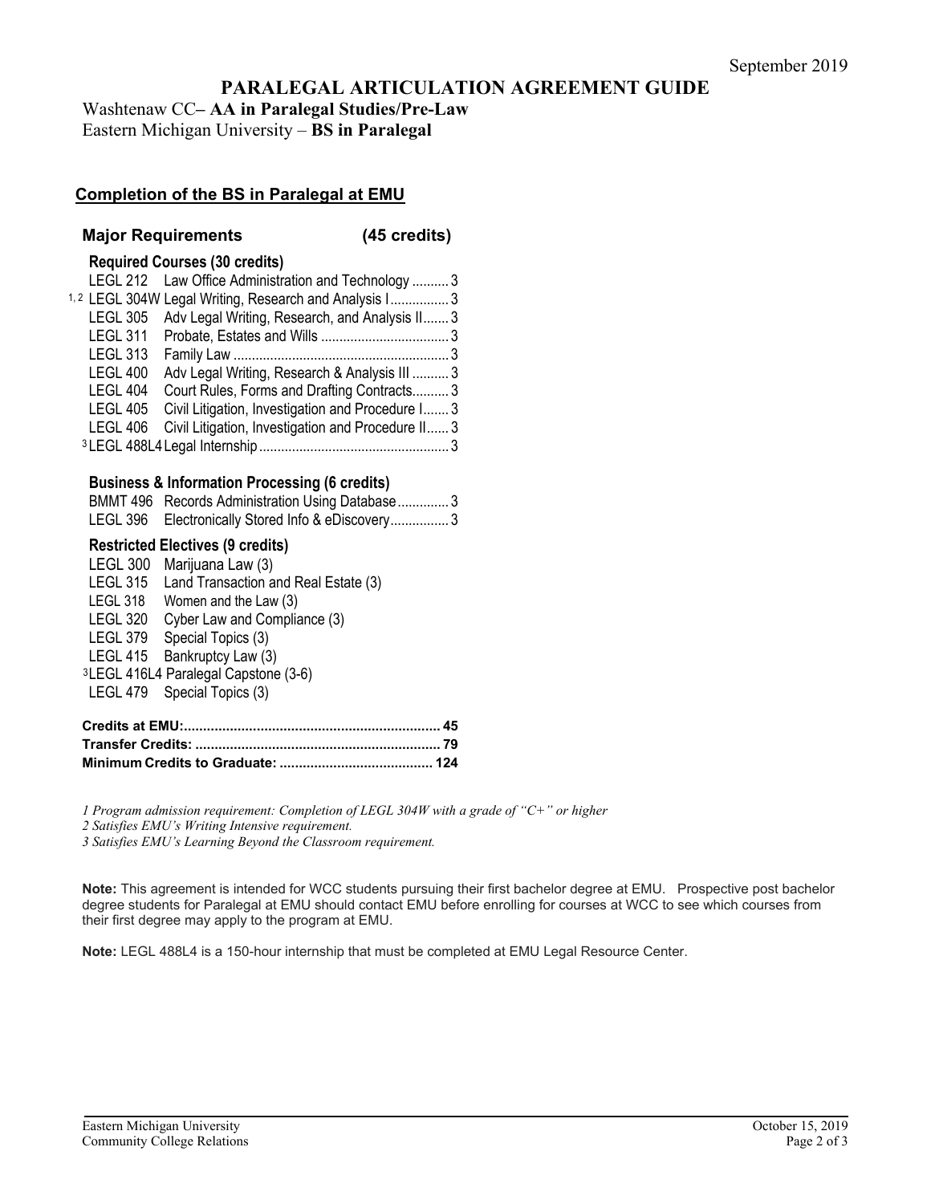September 2019

# PARALEGAL ARTICULATION AGREEMENT GUIDE

Washtenaw CC– **AA in Paralegal Studies/Pre-Law**
Eastern Michigan University – **BS in Paralegal**

## Completion of the BS in Paralegal at EMU

### Major Requirements (45 credits)

**Required Courses (30 credits)**

| Course | Title | Credits |
|---|---|---|
| LEGL 212 | Law Office Administration and Technology | 3 |
| [1,2] LEGL 304W | Legal Writing, Research and Analysis I | 3 |
| LEGL 305 | Adv Legal Writing, Research, and Analysis II | 3 |
| LEGL 311 | Probate, Estates and Wills | 3 |
| LEGL 313 | Family Law | 3 |
| LEGL 400 | Adv Legal Writing, Research & Analysis III | 3 |
| LEGL 404 | Court Rules, Forms and Drafting Contracts | 3 |
| LEGL 405 | Civil Litigation, Investigation and Procedure I | 3 |
| LEGL 406 | Civil Litigation, Investigation and Procedure II | 3 |
| [3] LEGL 488L4 | Legal Internship | 3 |

**Business & Information Processing (6 credits)**

| Course | Title | Credits |
|---|---|---|
| BMMT 496 | Records Administration Using Database | 3 |
| LEGL 396 | Electronically Stored Info & eDiscovery | 3 |

**Restricted Electives (9 credits)**

- LEGL 300 Marijuana Law (3)
- LEGL 315 Land Transaction and Real Estate (3)
- LEGL 318 Women and the Law (3)
- LEGL 320 Cyber Law and Compliance (3)
- LEGL 379 Special Topics (3)
- LEGL 415 Bankruptcy Law (3)
- [3] LEGL 416L4 Paralegal Capstone (3-6)
- LEGL 479 Special Topics (3)

| | |
|---|---|
| **Credits at EMU:** | **45** |
| **Transfer Credits:** | **79** |
| **Minimum Credits to Graduate:** | **124** |

*1 Program admission requirement: Completion of LEGL 304W with a grade of "C+" or higher*
*2 Satisfies EMU's Writing Intensive requirement.*
*3 Satisfies EMU's Learning Beyond the Classroom requirement.*

**Note:** This agreement is intended for WCC students pursuing their first bachelor degree at EMU. Prospective post bachelor degree students for Paralegal at EMU should contact EMU before enrolling for courses at WCC to see which courses from their first degree may apply to the program at EMU.

**Note:** LEGL 488L4 is a 150-hour internship that must be completed at EMU Legal Resource Center.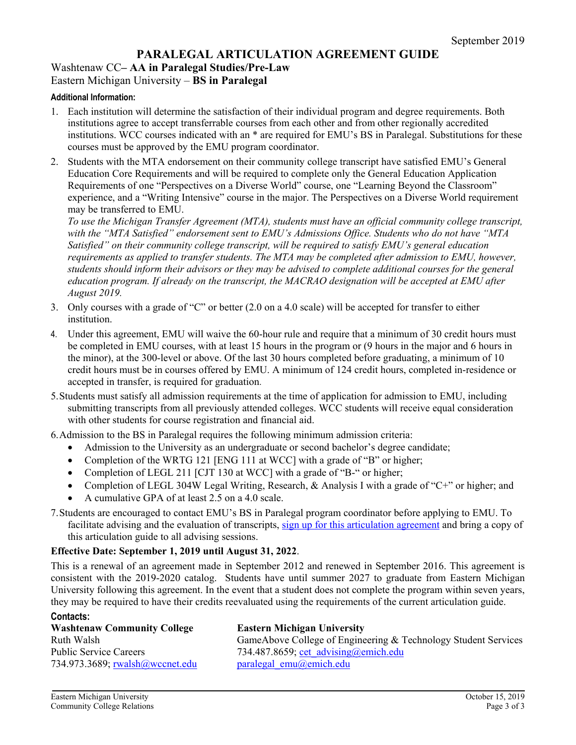September 2019

# PARALEGAL ARTICULATION AGREEMENT GUIDE

## Washtenaw CC– **AA in Paralegal Studies/Pre-Law**
## Eastern Michigan University – **BS in Paralegal**

**Additional Information:**

1. Each institution will determine the satisfaction of their individual program and degree requirements. Both institutions agree to accept transferrable courses from each other and from other regionally accredited institutions. WCC courses indicated with an * are required for EMU's BS in Paralegal. Substitutions for these courses must be approved by the EMU program coordinator.
2. Students with the MTA endorsement on their community college transcript have satisfied EMU's General Education Core Requirements and will be required to complete only the General Education Application Requirements of one "Perspectives on a Diverse World" course, one "Learning Beyond the Classroom" experience, and a "Writing Intensive" course in the major. The Perspectives on a Diverse World requirement may be transferred to EMU.
   *To use the Michigan Transfer Agreement (MTA), students must have an official community college transcript, with the "MTA Satisfied" endorsement sent to EMU's Admissions Office. Students who do not have "MTA Satisfied" on their community college transcript, will be required to satisfy EMU's general education requirements as applied to transfer students. The MTA may be completed after admission to EMU, however, students should inform their advisors or they may be advised to complete additional courses for the general education program. If already on the transcript, the MACRAO designation will be accepted at EMU after August 2019.*
3. Only courses with a grade of "C" or better (2.0 on a 4.0 scale) will be accepted for transfer to either institution.
4. Under this agreement, EMU will waive the 60-hour rule and require that a minimum of 30 credit hours must be completed in EMU courses, with at least 15 hours in the program or (9 hours in the major and 6 hours in the minor), at the 300-level or above. Of the last 30 hours completed before graduating, a minimum of 10 credit hours must be in courses offered by EMU. A minimum of 124 credit hours, completed in-residence or accepted in transfer, is required for graduation.
5. Students must satisfy all admission requirements at the time of application for admission to EMU, including submitting transcripts from all previously attended colleges. WCC students will receive equal consideration with other students for course registration and financial aid.
6. Admission to the BS in Paralegal requires the following minimum admission criteria:
   - Admission to the University as an undergraduate or second bachelor's degree candidate;
   - Completion of the WRTG 121 [ENG 111 at WCC] with a grade of "B" or higher;
   - Completion of LEGL 211 [CJT 130 at WCC] with a grade of "B-" or higher;
   - Completion of LEGL 304W Legal Writing, Research, & Analysis I with a grade of "C+" or higher; and
   - A cumulative GPA of at least 2.5 on a 4.0 scale.
7. Students are encouraged to contact EMU's BS in Paralegal program coordinator before applying to EMU. To facilitate advising and the evaluation of transcripts, sign up for this articulation agreement and bring a copy of this articulation guide to all advising sessions.

**Effective Date: September 1, 2019 until August 31, 2022**.

This is a renewal of an agreement made in September 2012 and renewed in September 2016. This agreement is consistent with the 2019-2020 catalog. Students have until summer 2027 to graduate from Eastern Michigan University following this agreement. In the event that a student does not complete the program within seven years, they may be required to have their credits reevaluated using the requirements of the current articulation guide.

**Contacts:**

**Washtenaw Community College**
Ruth Walsh
Public Service Careers
734.973.3689; rwalsh@wccnet.edu

**Eastern Michigan University**
GameAbove College of Engineering & Technology Student Services
734.487.8659; cet_advising@emich.edu
paralegal_emu@emich.edu